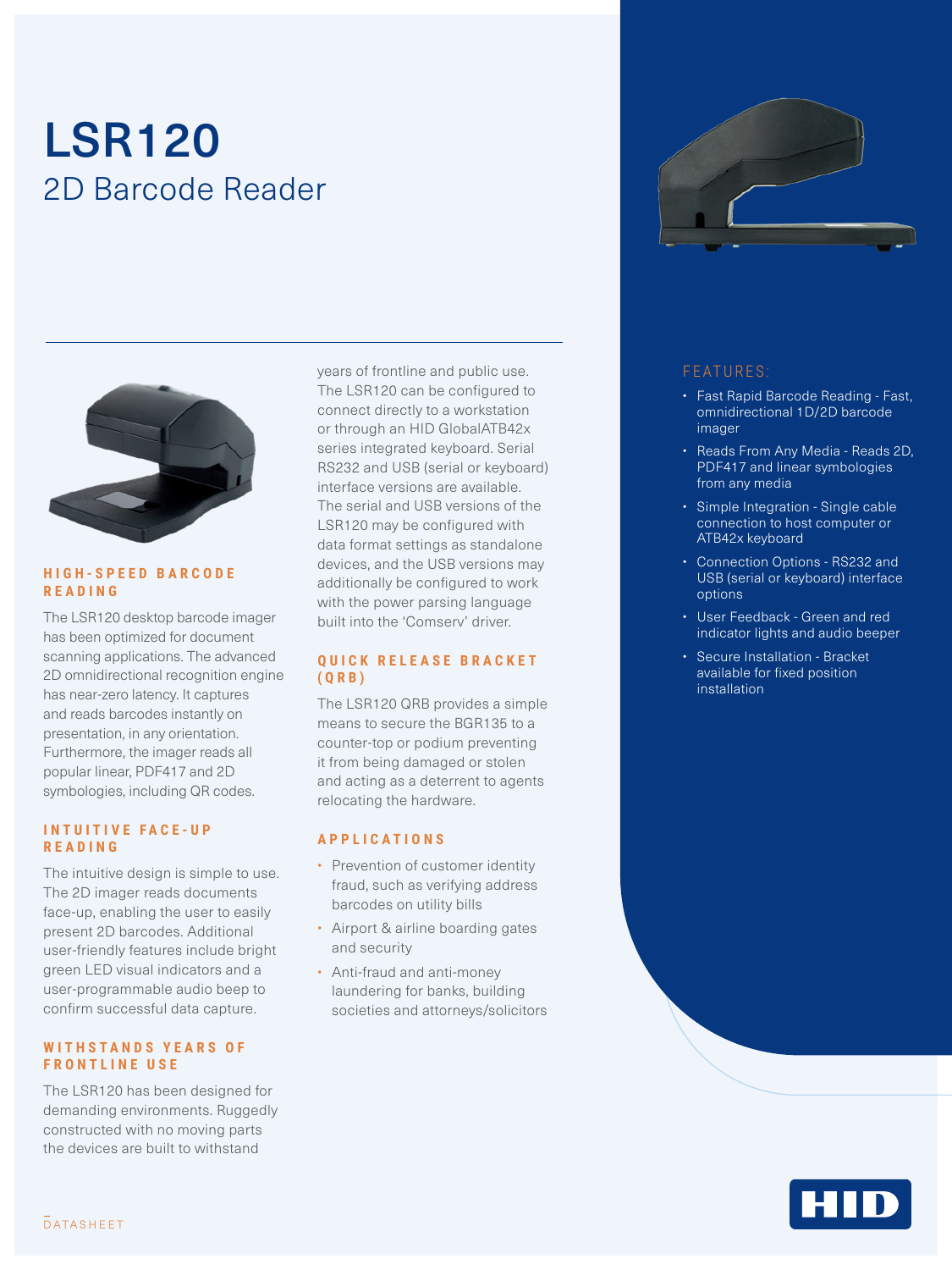# LSR120

## 2D Barcode Reader

### HIGH-SPEED BARCODE READING

The LSR120 desktop barcode imager has been optimized for document scanning applications. The advanced 2D omnidirectional recognition engine has near-zero latency. It captures and reads barcodes instantly on presentation, in any orientation. Furthermore, the imager reads all popular linear, PDF417 and 2D symbologies, including QR codes.

### INTUITIVE FACE-UP READING

The intuitive design is simple to use. The 2D imager reads documents face-up, enabling the user to easily present 2D barcodes. Additional user-friendly features include bright green LED visual indicators and a user-programmable audio beep to confirm successful data capture.

### WITHSTANDS YEARS OF FRONTLINE USE

The LSR120 has been designed for demanding environments. Ruggedly constructed with no moving parts the devices are built to withstand years of frontline and public use. The LSR120 can be configured to connect directly to a workstation or through an HID GlobalATB42x series integrated keyboard. Serial RS232 and USB (serial or keyboard) interface versions are available. The serial and USB versions of the LSR120 may be configured with data format settings as standalone devices, and the USB versions may additionally be configured to work with the power parsing language built into the 'Comserv' driver.

### QUICK RELEASE BRACKET (QRB)

The LSR120 QRB provides a simple means to secure the BGR135 to a counter-top or podium preventing it from being damaged or stolen and acting as a deterrent to agents relocating the hardware.

### APPLICATIONS

- Prevention of customer identity fraud, such as verifying address barcodes on utility bills
- Airport & airline boarding gates and security
- Anti-fraud and anti-money laundering for banks, building societies and attorneys/solicitors

### FEATURES:

- Fast Rapid Barcode Reading - Fast, omnidirectional 1D/2D barcode imager
- Reads From Any Media - Reads 2D, PDF417 and linear symbologies from any media
- Simple Integration - Single cable connection to host computer or ATB42x keyboard
- Connection Options - RS232 and USB (serial or keyboard) interface options
- User Feedback - Green and red indicator lights and audio beeper
- Secure Installation - Bracket available for fixed position installation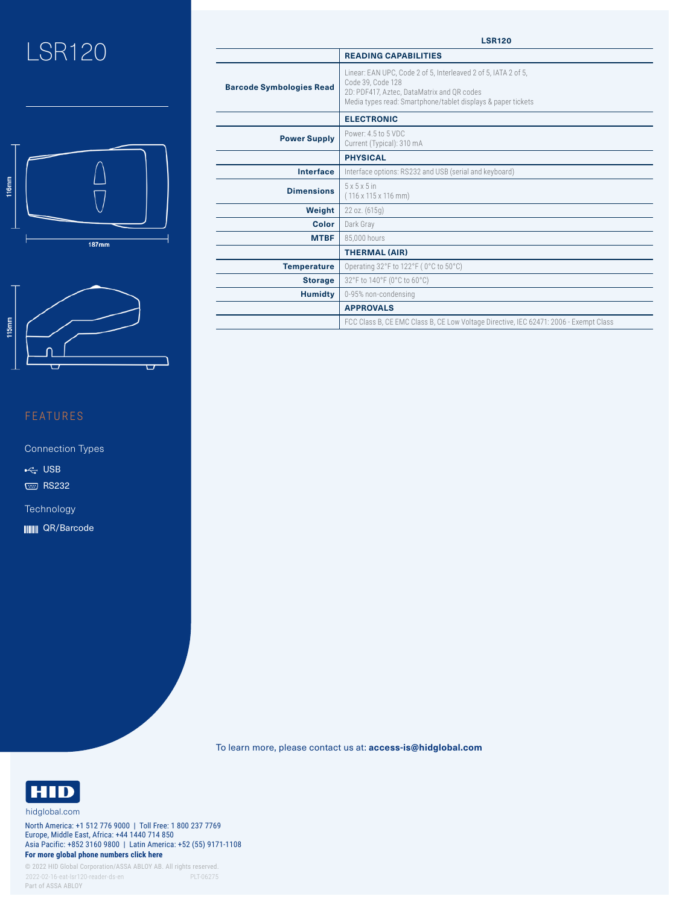# LSR120

116mm

187mm

115mm

## FEATURES

Connection Types

- USB
- RS232

Technology

- QR/Barcode

| | LSR120 |
|---|---|
| | **READING CAPABILITIES** |
| **Barcode Symbologies Read** | Linear: EAN UPC, Code 2 of 5, Interleaved 2 of 5, IATA 2 of 5, Code 39, Code 128<br>2D: PDF417, Aztec, DataMatrix and QR codes<br>Media types read: Smartphone/tablet displays & paper tickets |
| | **ELECTRONIC** |
| **Power Supply** | Power: 4.5 to 5 VDC<br>Current (Typical): 310 mA |
| | **PHYSICAL** |
| **Interface** | Interface options: RS232 and USB (serial and keyboard) |
| **Dimensions** | 5 x 5 x 5 in<br>( 116 x 115 x 116 mm) |
| **Weight** | 22 oz. (615g) |
| **Color** | Dark Gray |
| **MTBF** | 85,000 hours |
| | **THERMAL (AIR)** |
| **Temperature** | Operating 32°F to 122°F ( 0°C to 50°C) |
| **Storage** | 32°F to 140°F (0°C to 60°C) |
| **Humidty** | 0-95% non-condensing |
| | **APPROVALS** |
| | FCC Class B, CE EMC Class B, CE Low Voltage Directive, IEC 62471: 2006 - Exempt Class |

To learn more, please contact us at: **access-is@hidglobal.com**

HID

hidglobal.com

North America: +1 512 776 9000 | Toll Free: 1 800 237 7769
Europe, Middle East, Africa: +44 1440 714 850
Asia Pacific: +852 3160 9800 | Latin America: +52 (55) 9171-1108
**For more global phone numbers click here**

© 2022 HID Global Corporation/ASSA ABLOY AB. All rights reserved.
2022-02-16-eat-lsr120-reader-ds-en PLT-06275
Part of ASSA ABLOY